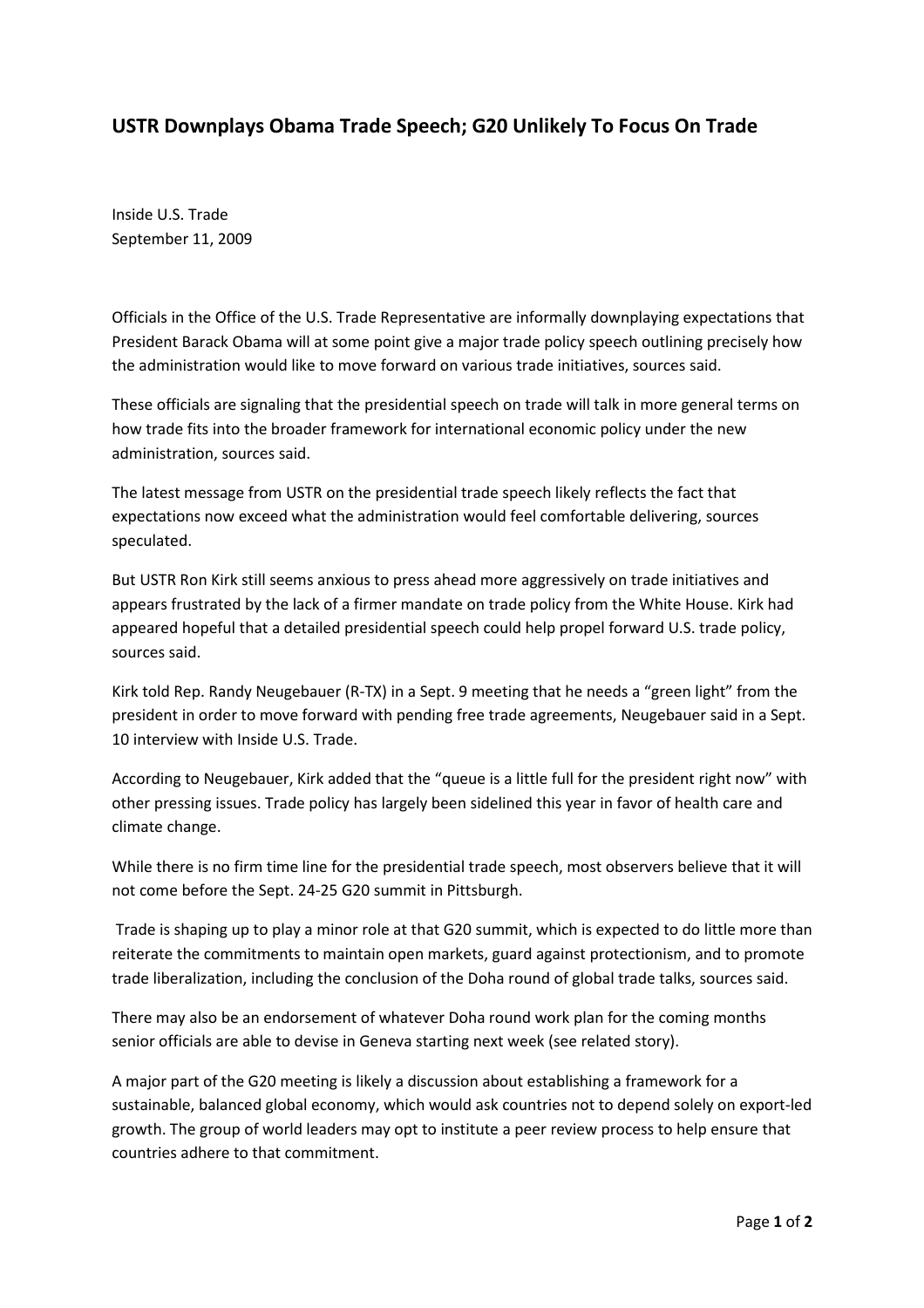## USTR Downplays Obama Trade Speech; G20 Unlikely To Focus On Trade

Inside U.S. Trade
September 11, 2009

Officials in the Office of the U.S. Trade Representative are informally downplaying expectations that President Barack Obama will at some point give a major trade policy speech outlining precisely how the administration would like to move forward on various trade initiatives, sources said.

These officials are signaling that the presidential speech on trade will talk in more general terms on how trade fits into the broader framework for international economic policy under the new administration, sources said.

The latest message from USTR on the presidential trade speech likely reflects the fact that expectations now exceed what the administration would feel comfortable delivering, sources speculated.

But USTR Ron Kirk still seems anxious to press ahead more aggressively on trade initiatives and appears frustrated by the lack of a firmer mandate on trade policy from the White House. Kirk had appeared hopeful that a detailed presidential speech could help propel forward U.S. trade policy, sources said.

Kirk told Rep. Randy Neugebauer (R-TX) in a Sept. 9 meeting that he needs a "green light" from the president in order to move forward with pending free trade agreements, Neugebauer said in a Sept. 10 interview with Inside U.S. Trade.

According to Neugebauer, Kirk added that the "queue is a little full for the president right now" with other pressing issues. Trade policy has largely been sidelined this year in favor of health care and climate change.

While there is no firm time line for the presidential trade speech, most observers believe that it will not come before the Sept. 24-25 G20 summit in Pittsburgh.

Trade is shaping up to play a minor role at that G20 summit, which is expected to do little more than reiterate the commitments to maintain open markets, guard against protectionism, and to promote trade liberalization, including the conclusion of the Doha round of global trade talks, sources said.

There may also be an endorsement of whatever Doha round work plan for the coming months senior officials are able to devise in Geneva starting next week (see related story).

A major part of the G20 meeting is likely a discussion about establishing a framework for a sustainable, balanced global economy, which would ask countries not to depend solely on export-led growth. The group of world leaders may opt to institute a peer review process to help ensure that countries adhere to that commitment.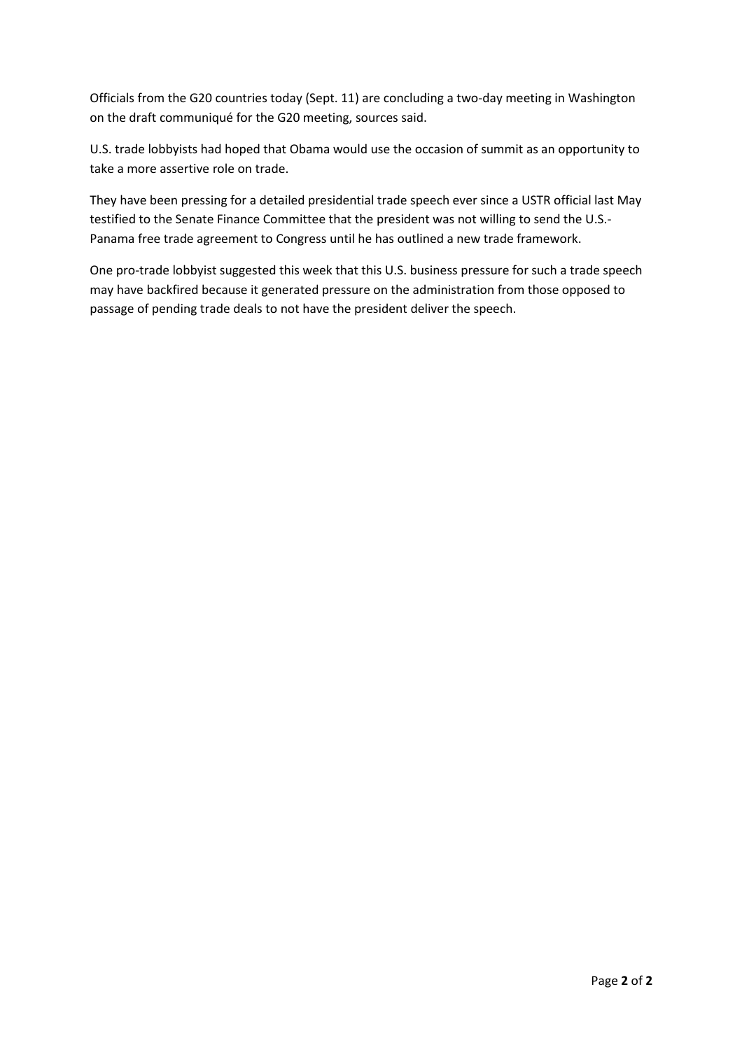Officials from the G20 countries today (Sept. 11) are concluding a two-day meeting in Washington on the draft communiqué for the G20 meeting, sources said.

U.S. trade lobbyists had hoped that Obama would use the occasion of summit as an opportunity to take a more assertive role on trade.

They have been pressing for a detailed presidential trade speech ever since a USTR official last May testified to the Senate Finance Committee that the president was not willing to send the U.S.-Panama free trade agreement to Congress until he has outlined a new trade framework.

One pro-trade lobbyist suggested this week that this U.S. business pressure for such a trade speech may have backfired because it generated pressure on the administration from those opposed to passage of pending trade deals to not have the president deliver the speech.